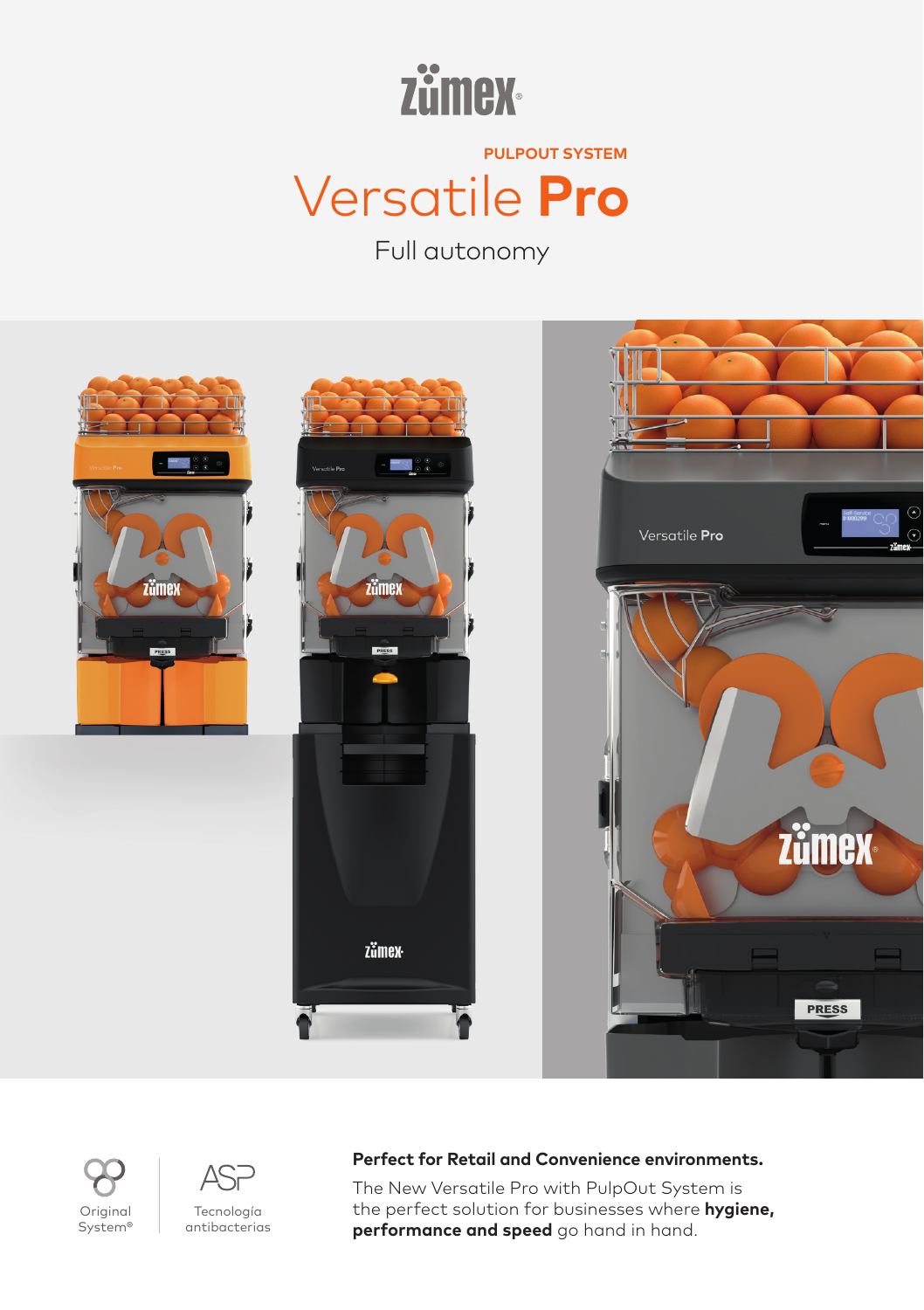zümex

PULPOUT SYSTEM

# Versatile **Pro**

Full autonomy

Original System®

ASP Tecnología antibacterias

**Perfect for Retail and Convenience environments.**

The New Versatile Pro with PulpOut System is the perfect solution for businesses where **hygiene, performance and speed** go hand in hand.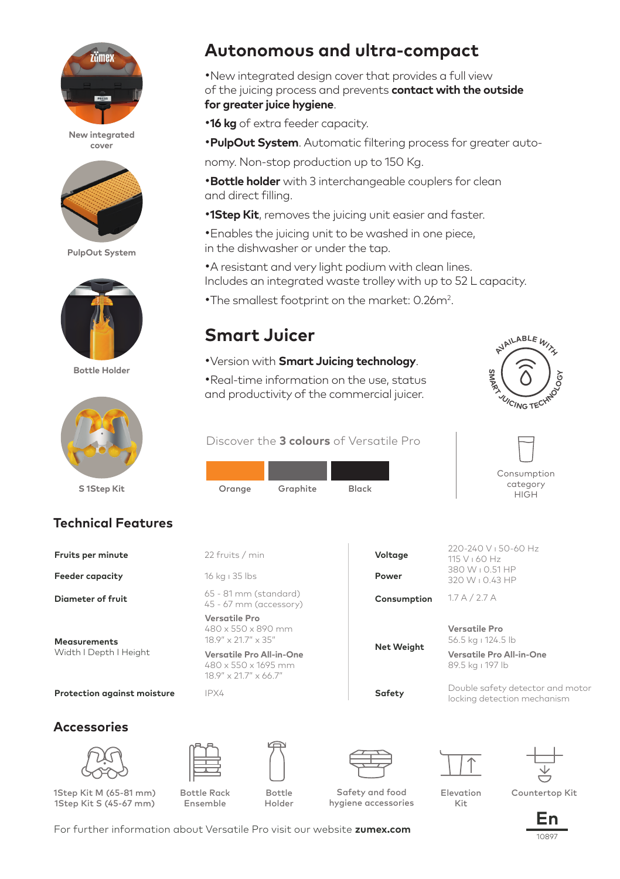New integrated cover

PulpOut System

Bottle Holder

S 1Step Kit

## Autonomous and ultra-compact

- New integrated design cover that provides a full view of the juicing process and prevents **contact with the outside for greater juice hygiene**.
- **16 kg** of extra feeder capacity.
- **PulpOut System**. Automatic filtering process for greater autonomy. Non-stop production up to 150 Kg.
- **Bottle holder** with 3 interchangeable couplers for clean and direct filling.
- **1Step Kit**, removes the juicing unit easier and faster.
- Enables the juicing unit to be washed in one piece, in the dishwasher or under the tap.
- A resistant and very light podium with clean lines. Includes an integrated waste trolley with up to 52 L capacity.
- The smallest footprint on the market: 0.26m².

## Smart Juicer

- Version with **Smart Juicing technology**.
- Real-time information on the use, status and productivity of the commercial juicer.

AVAILABLE WITH SMART JUICING TECHNOLOGY

Discover the **3 colours** of Versatile Pro

Orange · Graphite · Black

Consumption category HIGH

## Technical Features

| | | | |
|---|---|---|---|
| **Fruits per minute** | 22 fruits / min | **Voltage** | 220-240 V ı 50-60 Hz<br>115 V ı 60 Hz |
| **Feeder capacity** | 16 kg ı 35 lbs | **Power** | 380 W ı 0.51 HP<br>320 W ı 0.43 HP |
| **Diameter of fruit** | 65 - 81 mm (standard)<br>45 - 67 mm (accessory) | **Consumption** | 1.7 A / 2.7 A |
| **Measurements**<br>Width I Depth I Height | **Versatile Pro**<br>480 x 550 x 890 mm<br>18.9" x 21.7" x 35"<br>**Versatile Pro All-in-One**<br>480 x 550 x 1695 mm<br>18.9" x 21.7" x 66.7" | **Net Weight** | **Versatile Pro**<br>56.5 kg ı 124.5 lb<br>**Versatile Pro All-in-One**<br>89.5 kg ı 197 lb |
| **Protection against moisture** | IPX4 | **Safety** | Double safety detector and motor locking detection mechanism |

## Accessories

- 1Step Kit M (65-81 mm)
  1Step Kit S (45-67 mm)
- Bottle Rack Ensemble
- Bottle Holder
- Safety and food hygiene accessories
- Elevation Kit
- Countertop Kit

For further information about Versatile Pro visit our website **zumex.com**

En

10897